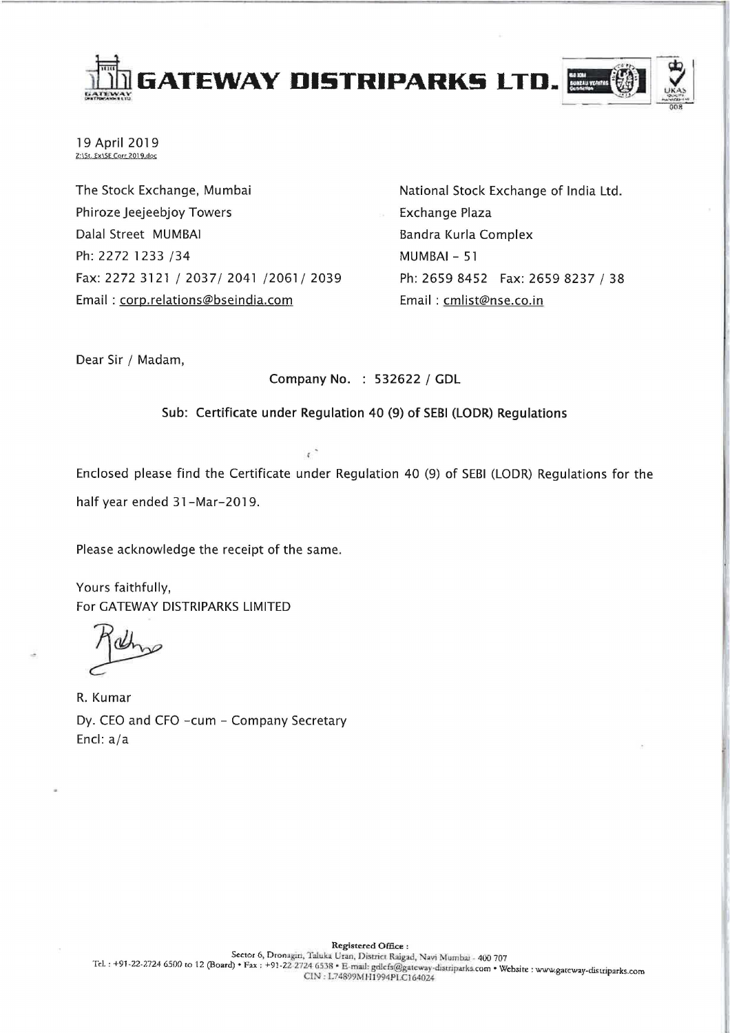# GATEWAY DISTRIPARKS LTD.

19 April 2019

Z:\St. Ex\SE Corr 2019.doc

The Stock Exchange, Mumbai
Phiroze Jeejeebjoy Towers
Dalal Street MUMBAI
Ph: 2272 1233 /34
Fax: 2272 3121 / 2037/ 2041 /2061/ 2039
Email : corp.relations@bseindia.com

National Stock Exchange of India Ltd.
Exchange Plaza
Bandra Kurla Complex
MUMBAI - 51
Ph: 2659 8452 Fax: 2659 8237 / 38
Email : cmlist@nse.co.in

Dear Sir / Madam,

Company No. : 532622 / GDL

**Sub: Certificate under Regulation 40 (9) of SEBI (LODR) Regulations**

Enclosed please find the Certificate under Regulation 40 (9) of SEBI (LODR) Regulations for the half year ended 31-Mar-2019.

Please acknowledge the receipt of the same.

Yours faithfully,
For GATEWAY DISTRIPARKS LIMITED

R. Kumar
Dy. CEO and CFO -cum - Company Secretary
Encl: a/a

**Registered Office :**
Sector 6, Dronagiri, Taluka Uran, District Raigad, Navi Mumbai - 400 707
Tel. : +91-22-2724 6500 to 12 (Board) • Fax : +91-22 2724 6538 • E-mail: gdlcfs@gateway-distriparks.com • Website : www.gateway-distriparks.com
CIN : L74899MH1994PLC164024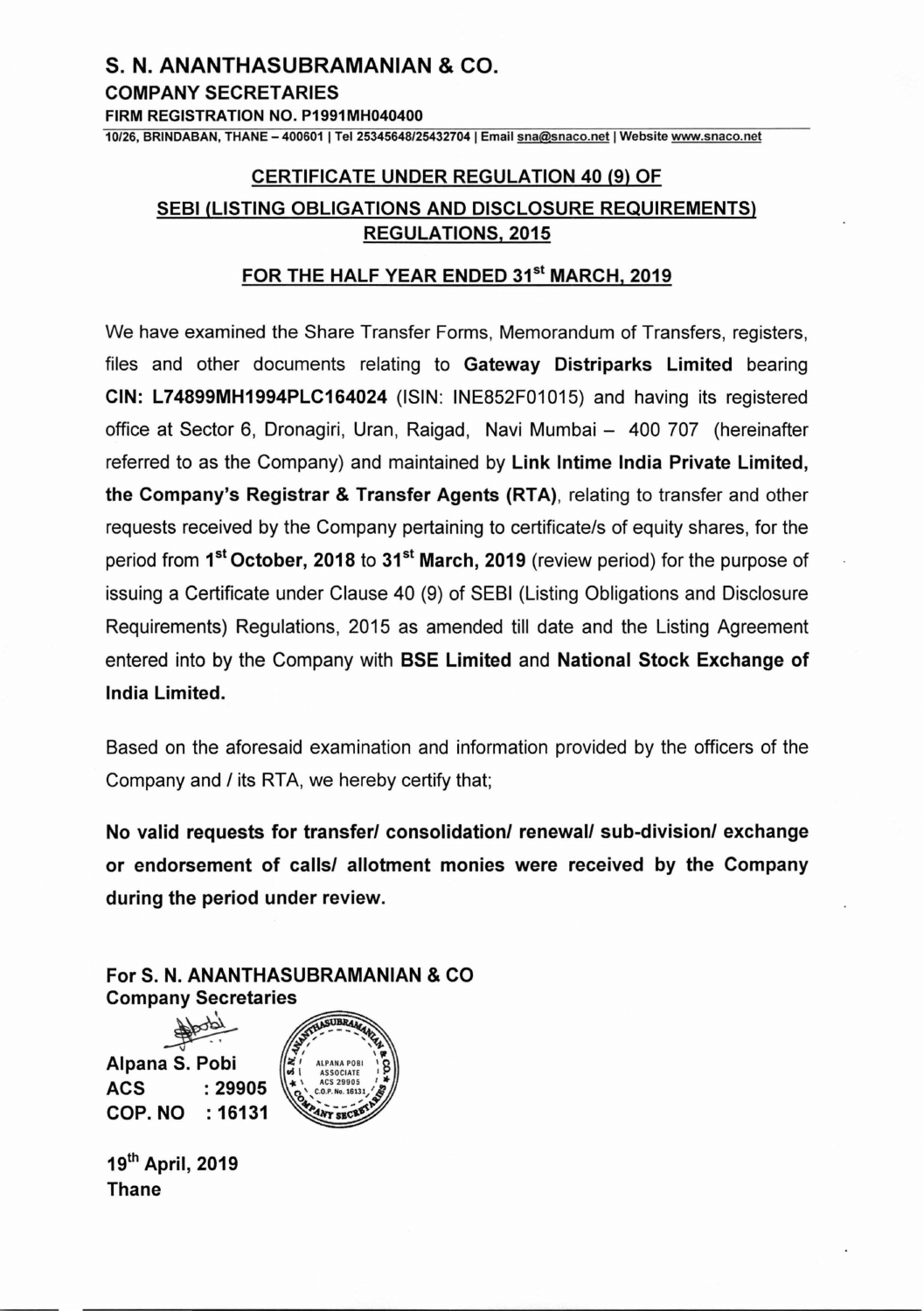# S. N. ANANTHASUBRAMANIAN & CO.

**COMPANY SECRETARIES**

**FIRM REGISTRATION NO. P1991MH040400**

10/26, BRINDABAN, THANE – 400601 | Tel 25345648/25432704 | Email sna@snaco.net | Website www.snaco.net

## CERTIFICATE UNDER REGULATION 40 (9) OF SEBI (LISTING OBLIGATIONS AND DISCLOSURE REQUIREMENTS) REGULATIONS, 2015

## FOR THE HALF YEAR ENDED 31st MARCH, 2019

We have examined the Share Transfer Forms, Memorandum of Transfers, registers, files and other documents relating to **Gateway Distriparks Limited** bearing **CIN: L74899MH1994PLC164024** (ISIN: INE852F01015) and having its registered office at Sector 6, Dronagiri, Uran, Raigad, Navi Mumbai – 400 707 (hereinafter referred to as the Company) and maintained by **Link Intime India Private Limited, the Company's Registrar & Transfer Agents (RTA)**, relating to transfer and other requests received by the Company pertaining to certificate/s of equity shares, for the period from **1st October, 2018** to **31st March, 2019** (review period) for the purpose of issuing a Certificate under Clause 40 (9) of SEBI (Listing Obligations and Disclosure Requirements) Regulations, 2015 as amended till date and the Listing Agreement entered into by the Company with **BSE Limited** and **National Stock Exchange of India Limited.**

Based on the aforesaid examination and information provided by the officers of the Company and / its RTA, we hereby certify that;

**No valid requests for transfer/ consolidation/ renewal/ sub-division/ exchange or endorsement of calls/ allotment monies were received by the Company during the period under review.**

**For S. N. ANANTHASUBRAMANIAN & CO**
**Company Secretaries**

**Alpana S. Pobi**
**ACS : 29905**
**COP. NO : 16131**

**19th April, 2019**
**Thane**